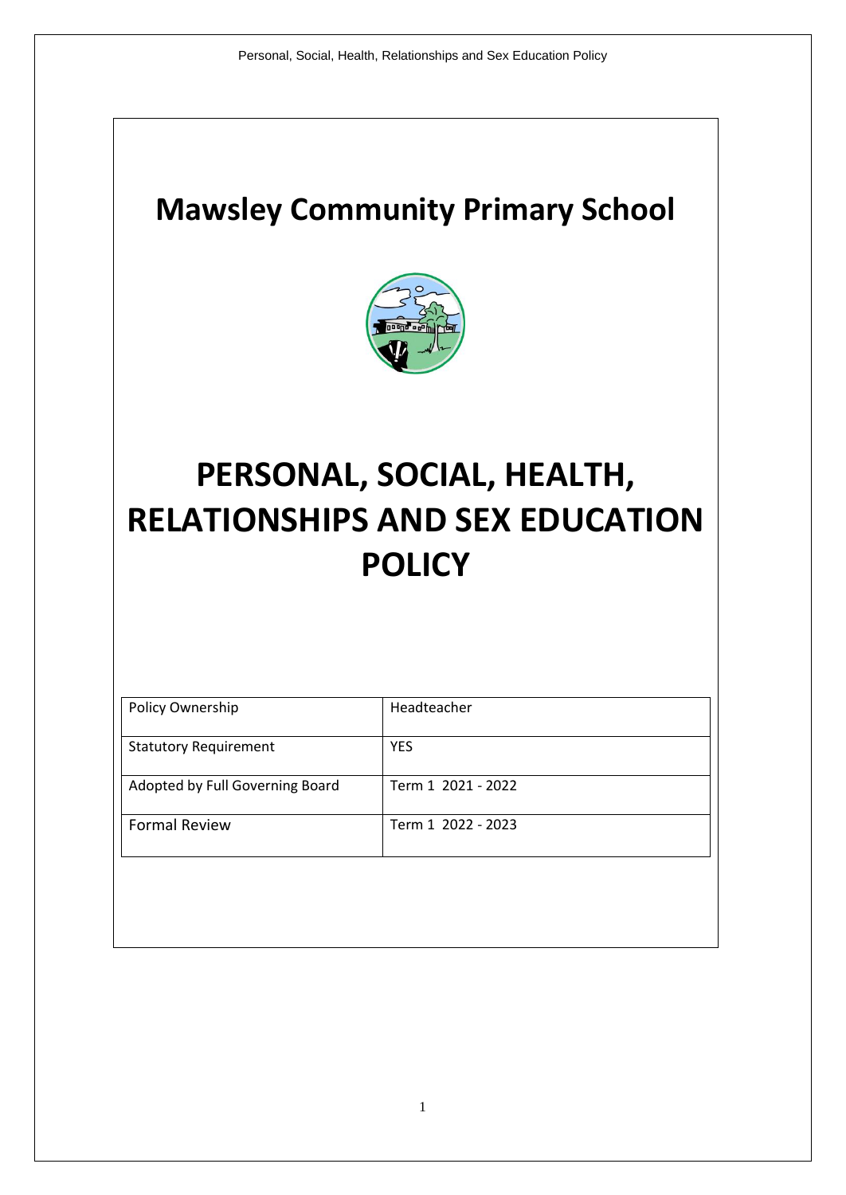# Mawsley Community Primary School

# PERSONAL, SOCIAL, HEALTH, RELATIONSHIPS AND SEX EDUCATION POLICY

| Policy Ownership | Headteacher |
| --- | --- |
| Statutory Requirement | YES |
| Adopted by Full Governing Board | Term 1 2021 - 2022 |
| Formal Review | Term 1 2022 - 2023 |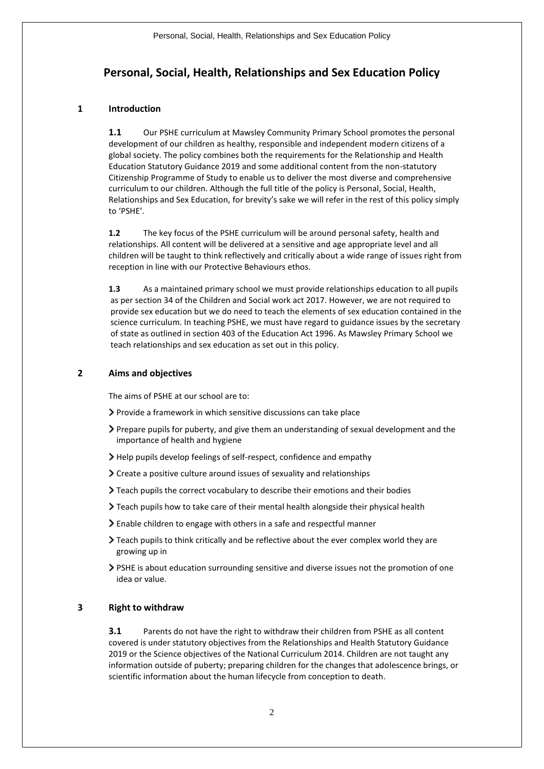# Personal, Social, Health, Relationships and Sex Education Policy

## 1 Introduction

**1.1** Our PSHE curriculum at Mawsley Community Primary School promotes the personal development of our children as healthy, responsible and independent modern citizens of a global society. The policy combines both the requirements for the Relationship and Health Education Statutory Guidance 2019 and some additional content from the non-statutory Citizenship Programme of Study to enable us to deliver the most diverse and comprehensive curriculum to our children. Although the full title of the policy is Personal, Social, Health, Relationships and Sex Education, for brevity's sake we will refer in the rest of this policy simply to 'PSHE'.

**1.2** The key focus of the PSHE curriculum will be around personal safety, health and relationships. All content will be delivered at a sensitive and age appropriate level and all children will be taught to think reflectively and critically about a wide range of issues right from reception in line with our Protective Behaviours ethos.

**1.3** As a maintained primary school we must provide relationships education to all pupils as per section 34 of the Children and Social work act 2017. However, we are not required to provide sex education but we do need to teach the elements of sex education contained in the science curriculum. In teaching PSHE, we must have regard to guidance issues by the secretary of state as outlined in section 403 of the Education Act 1996. As Mawsley Primary School we teach relationships and sex education as set out in this policy.

## 2 Aims and objectives

The aims of PSHE at our school are to:

- Provide a framework in which sensitive discussions can take place
- Prepare pupils for puberty, and give them an understanding of sexual development and the importance of health and hygiene
- Help pupils develop feelings of self-respect, confidence and empathy
- Create a positive culture around issues of sexuality and relationships
- Teach pupils the correct vocabulary to describe their emotions and their bodies
- Teach pupils how to take care of their mental health alongside their physical health
- Enable children to engage with others in a safe and respectful manner
- Teach pupils to think critically and be reflective about the ever complex world they are growing up in
- PSHE is about education surrounding sensitive and diverse issues not the promotion of one idea or value.

## 3 Right to withdraw

**3.1** Parents do not have the right to withdraw their children from PSHE as all content covered is under statutory objectives from the Relationships and Health Statutory Guidance 2019 or the Science objectives of the National Curriculum 2014. Children are not taught any information outside of puberty; preparing children for the changes that adolescence brings, or scientific information about the human lifecycle from conception to death.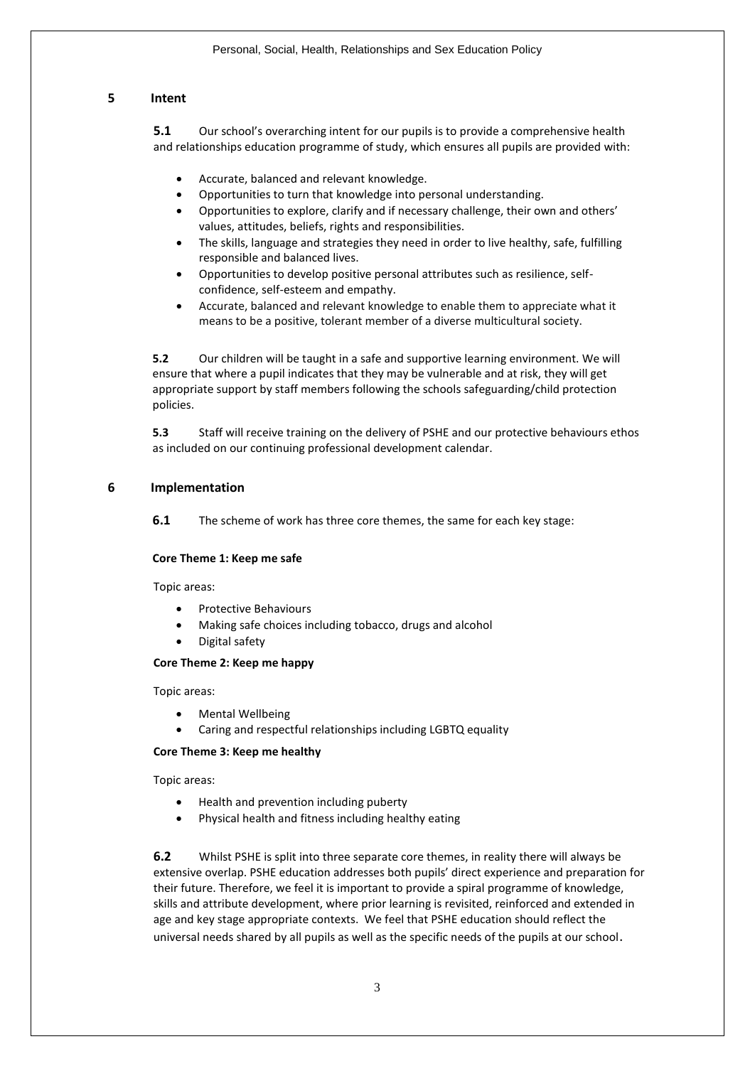## 5 Intent

**5.1** Our school's overarching intent for our pupils is to provide a comprehensive health and relationships education programme of study, which ensures all pupils are provided with:

- Accurate, balanced and relevant knowledge.
- Opportunities to turn that knowledge into personal understanding.
- Opportunities to explore, clarify and if necessary challenge, their own and others' values, attitudes, beliefs, rights and responsibilities.
- The skills, language and strategies they need in order to live healthy, safe, fulfilling responsible and balanced lives.
- Opportunities to develop positive personal attributes such as resilience, self-confidence, self-esteem and empathy.
- Accurate, balanced and relevant knowledge to enable them to appreciate what it means to be a positive, tolerant member of a diverse multicultural society.

**5.2** Our children will be taught in a safe and supportive learning environment. We will ensure that where a pupil indicates that they may be vulnerable and at risk, they will get appropriate support by staff members following the schools safeguarding/child protection policies.

**5.3** Staff will receive training on the delivery of PSHE and our protective behaviours ethos as included on our continuing professional development calendar.

## 6 Implementation

**6.1** The scheme of work has three core themes, the same for each key stage:

**Core Theme 1: Keep me safe**

Topic areas:

- Protective Behaviours
- Making safe choices including tobacco, drugs and alcohol
- Digital safety

**Core Theme 2: Keep me happy**

Topic areas:

- Mental Wellbeing
- Caring and respectful relationships including LGBTQ equality

**Core Theme 3: Keep me healthy**

Topic areas:

- Health and prevention including puberty
- Physical health and fitness including healthy eating

**6.2** Whilst PSHE is split into three separate core themes, in reality there will always be extensive overlap. PSHE education addresses both pupils' direct experience and preparation for their future. Therefore, we feel it is important to provide a spiral programme of knowledge, skills and attribute development, where prior learning is revisited, reinforced and extended in age and key stage appropriate contexts. We feel that PSHE education should reflect the universal needs shared by all pupils as well as the specific needs of the pupils at our school.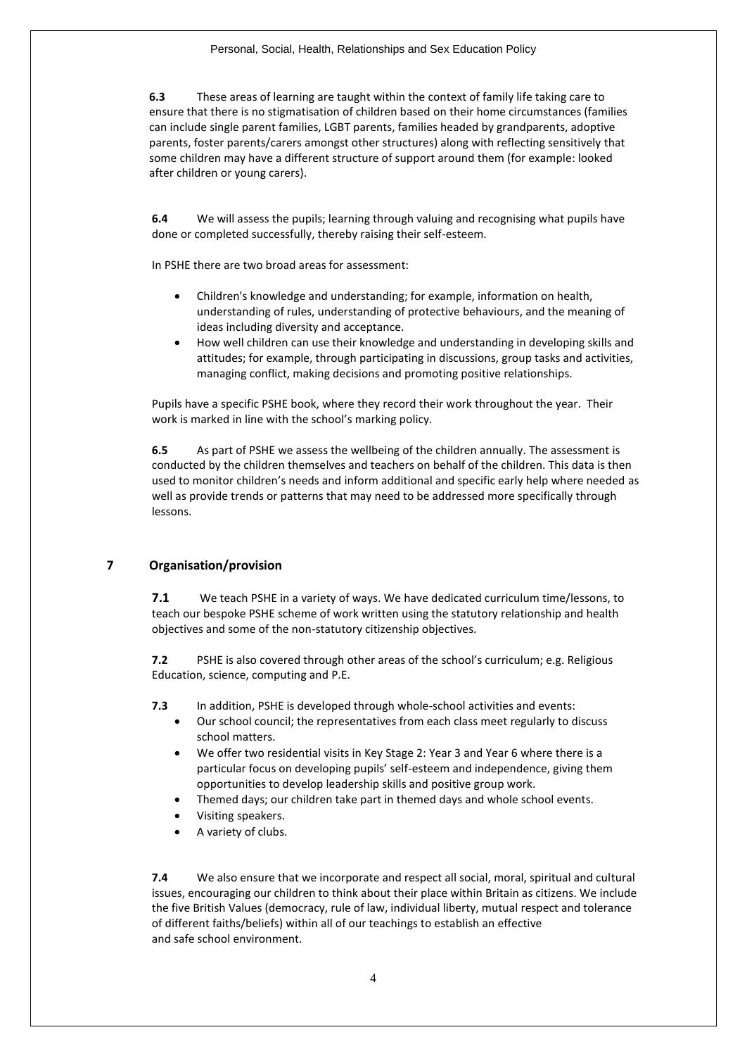**6.3** These areas of learning are taught within the context of family life taking care to ensure that there is no stigmatisation of children based on their home circumstances (families can include single parent families, LGBT parents, families headed by grandparents, adoptive parents, foster parents/carers amongst other structures) along with reflecting sensitively that some children may have a different structure of support around them (for example: looked after children or young carers).

**6.4** We will assess the pupils; learning through valuing and recognising what pupils have done or completed successfully, thereby raising their self-esteem.

In PSHE there are two broad areas for assessment:

- Children's knowledge and understanding; for example, information on health, understanding of rules, understanding of protective behaviours, and the meaning of ideas including diversity and acceptance.
- How well children can use their knowledge and understanding in developing skills and attitudes; for example, through participating in discussions, group tasks and activities, managing conflict, making decisions and promoting positive relationships.

Pupils have a specific PSHE book, where they record their work throughout the year. Their work is marked in line with the school's marking policy.

**6.5** As part of PSHE we assess the wellbeing of the children annually. The assessment is conducted by the children themselves and teachers on behalf of the children. This data is then used to monitor children's needs and inform additional and specific early help where needed as well as provide trends or patterns that may need to be addressed more specifically through lessons.

## 7 Organisation/provision

**7.1** We teach PSHE in a variety of ways. We have dedicated curriculum time/lessons, to teach our bespoke PSHE scheme of work written using the statutory relationship and health objectives and some of the non-statutory citizenship objectives.

**7.2** PSHE is also covered through other areas of the school's curriculum; e.g. Religious Education, science, computing and P.E.

**7.3** In addition, PSHE is developed through whole-school activities and events:

- Our school council; the representatives from each class meet regularly to discuss school matters.
- We offer two residential visits in Key Stage 2: Year 3 and Year 6 where there is a particular focus on developing pupils' self-esteem and independence, giving them opportunities to develop leadership skills and positive group work.
- Themed days; our children take part in themed days and whole school events.
- Visiting speakers.
- A variety of clubs.

**7.4** We also ensure that we incorporate and respect all social, moral, spiritual and cultural issues, encouraging our children to think about their place within Britain as citizens. We include the five British Values (democracy, rule of law, individual liberty, mutual respect and tolerance of different faiths/beliefs) within all of our teachings to establish an effective and safe school environment.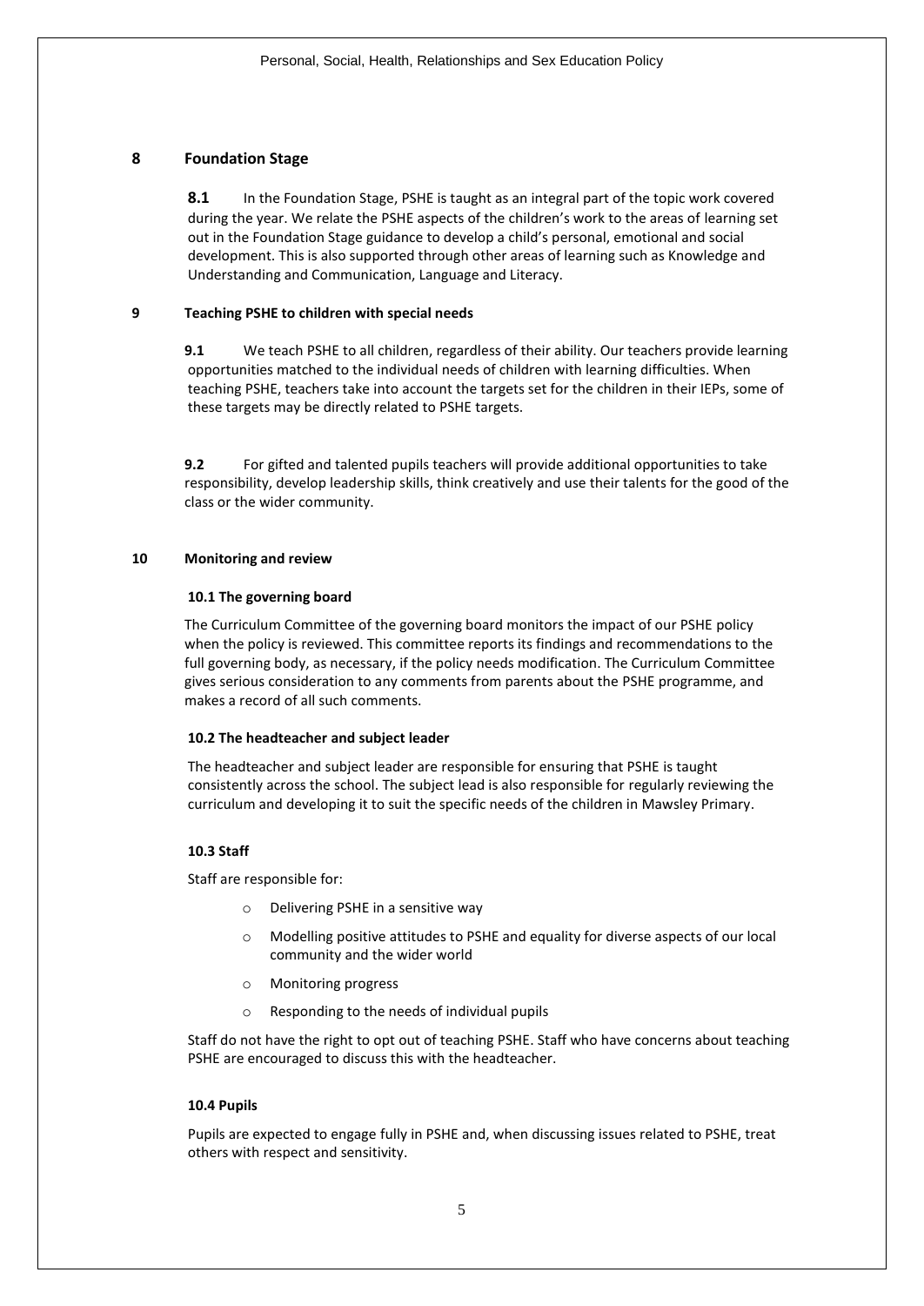## 8 Foundation Stage

**8.1** In the Foundation Stage, PSHE is taught as an integral part of the topic work covered during the year. We relate the PSHE aspects of the children's work to the areas of learning set out in the Foundation Stage guidance to develop a child's personal, emotional and social development. This is also supported through other areas of learning such as Knowledge and Understanding and Communication, Language and Literacy.

## 9 Teaching PSHE to children with special needs

**9.1** We teach PSHE to all children, regardless of their ability. Our teachers provide learning opportunities matched to the individual needs of children with learning difficulties. When teaching PSHE, teachers take into account the targets set for the children in their IEPs, some of these targets may be directly related to PSHE targets.

**9.2** For gifted and talented pupils teachers will provide additional opportunities to take responsibility, develop leadership skills, think creatively and use their talents for the good of the class or the wider community.

## 10 Monitoring and review

### 10.1 The governing board

The Curriculum Committee of the governing board monitors the impact of our PSHE policy when the policy is reviewed. This committee reports its findings and recommendations to the full governing body, as necessary, if the policy needs modification. The Curriculum Committee gives serious consideration to any comments from parents about the PSHE programme, and makes a record of all such comments.

### 10.2 The headteacher and subject leader

The headteacher and subject leader are responsible for ensuring that PSHE is taught consistently across the school. The subject lead is also responsible for regularly reviewing the curriculum and developing it to suit the specific needs of the children in Mawsley Primary.

### 10.3 Staff

Staff are responsible for:

- Delivering PSHE in a sensitive way
- Modelling positive attitudes to PSHE and equality for diverse aspects of our local community and the wider world
- Monitoring progress
- Responding to the needs of individual pupils

Staff do not have the right to opt out of teaching PSHE. Staff who have concerns about teaching PSHE are encouraged to discuss this with the headteacher.

### 10.4 Pupils

Pupils are expected to engage fully in PSHE and, when discussing issues related to PSHE, treat others with respect and sensitivity.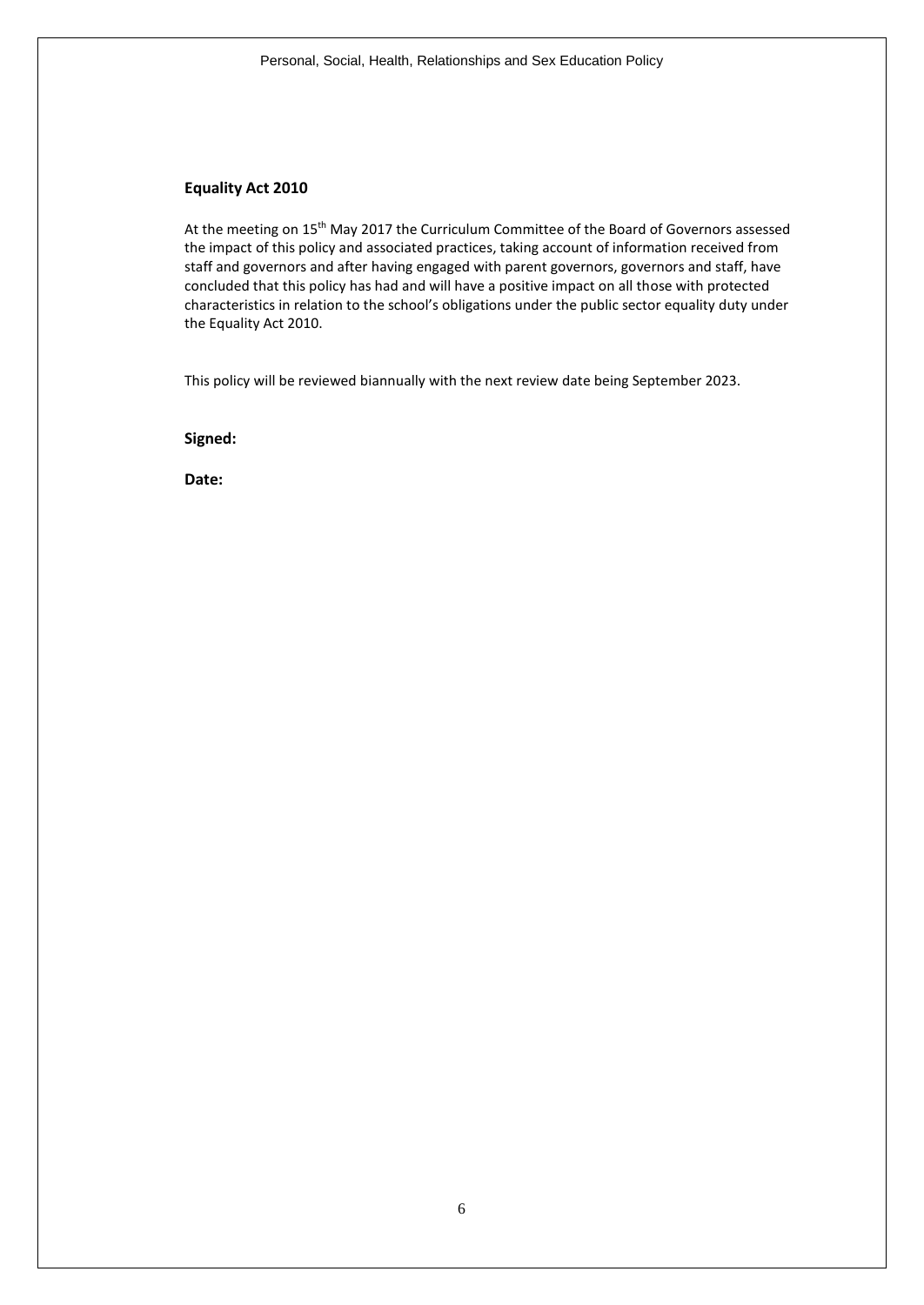## Equality Act 2010

At the meeting on 15th May 2017 the Curriculum Committee of the Board of Governors assessed the impact of this policy and associated practices, taking account of information received from staff and governors and after having engaged with parent governors, governors and staff, have concluded that this policy has had and will have a positive impact on all those with protected characteristics in relation to the school's obligations under the public sector equality duty under the Equality Act 2010.

This policy will be reviewed biannually with the next review date being September 2023.

**Signed:**

**Date:**